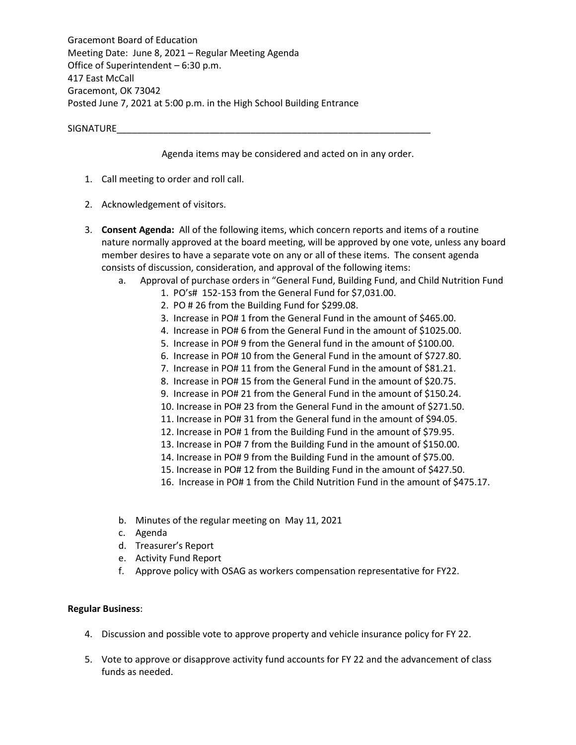Gracemont Board of Education
Meeting Date: June 8, 2021 – Regular Meeting Agenda
Office of Superintendent – 6:30 p.m.
417 East McCall
Gracemont, OK 73042
Posted June 7, 2021 at 5:00 p.m. in the High School Building Entrance

SIGNATURE_______________________________________________________________

Agenda items may be considered and acted on in any order.

1. Call meeting to order and roll call.

2. Acknowledgement of visitors.

3. **Consent Agenda:** All of the following items, which concern reports and items of a routine nature normally approved at the board meeting, will be approved by one vote, unless any board member desires to have a separate vote on any or all of these items. The consent agenda consists of discussion, consideration, and approval of the following items:
   a. Approval of purchase orders in "General Fund, Building Fund, and Child Nutrition Fund
      1. PO's# 152-153 from the General Fund for $7,031.00.
      2. PO # 26 from the Building Fund for $299.08.
      3. Increase in PO# 1 from the General Fund in the amount of $465.00.
      4. Increase in PO# 6 from the General Fund in the amount of $1025.00.
      5. Increase in PO# 9 from the General fund in the amount of $100.00.
      6. Increase in PO# 10 from the General Fund in the amount of $727.80.
      7. Increase in PO# 11 from the General Fund in the amount of $81.21.
      8. Increase in PO# 15 from the General Fund in the amount of $20.75.
      9. Increase in PO# 21 from the General Fund in the amount of $150.24.
      10. Increase in PO# 23 from the General Fund in the amount of $271.50.
      11. Increase in PO# 31 from the General fund in the amount of $94.05.
      12. Increase in PO# 1 from the Building Fund in the amount of $79.95.
      13. Increase in PO# 7 from the Building Fund in the amount of $150.00.
      14. Increase in PO# 9 from the Building Fund in the amount of $75.00.
      15. Increase in PO# 12 from the Building Fund in the amount of $427.50.
      16. Increase in PO# 1 from the Child Nutrition Fund in the amount of $475.17.

   b. Minutes of the regular meeting on May 11, 2021
   c. Agenda
   d. Treasurer's Report
   e. Activity Fund Report
   f. Approve policy with OSAG as workers compensation representative for FY22.

**Regular Business**:

4. Discussion and possible vote to approve property and vehicle insurance policy for FY 22.

5. Vote to approve or disapprove activity fund accounts for FY 22 and the advancement of class funds as needed.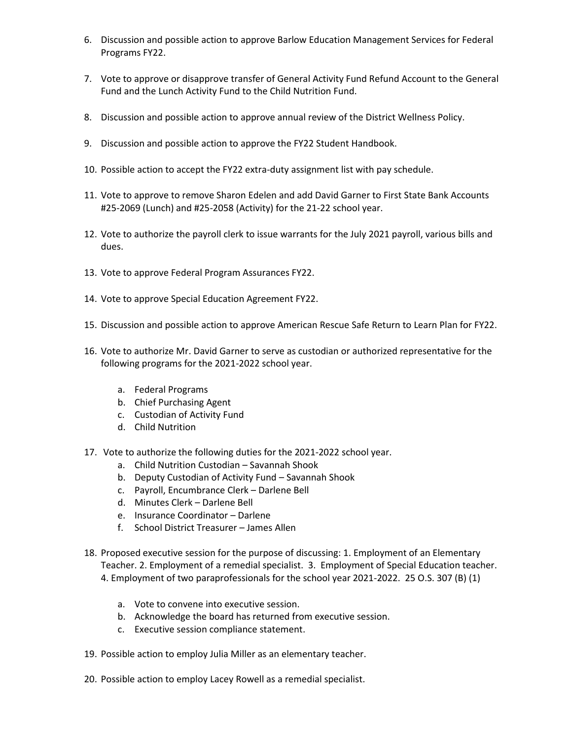6. Discussion and possible action to approve Barlow Education Management Services for Federal Programs FY22.

7. Vote to approve or disapprove transfer of General Activity Fund Refund Account to the General Fund and the Lunch Activity Fund to the Child Nutrition Fund.

8. Discussion and possible action to approve annual review of the District Wellness Policy.

9. Discussion and possible action to approve the FY22 Student Handbook.

10. Possible action to accept the FY22 extra-duty assignment list with pay schedule.

11. Vote to approve to remove Sharon Edelen and add David Garner to First State Bank Accounts #25-2069 (Lunch) and #25-2058 (Activity) for the 21-22 school year.

12. Vote to authorize the payroll clerk to issue warrants for the July 2021 payroll, various bills and dues.

13. Vote to approve Federal Program Assurances FY22.

14. Vote to approve Special Education Agreement FY22.

15. Discussion and possible action to approve American Rescue Safe Return to Learn Plan for FY22.

16. Vote to authorize Mr. David Garner to serve as custodian or authorized representative for the following programs for the 2021-2022 school year.

    a. Federal Programs
    b. Chief Purchasing Agent
    c. Custodian of Activity Fund
    d. Child Nutrition

17. Vote to authorize the following duties for the 2021-2022 school year.
    a. Child Nutrition Custodian – Savannah Shook
    b. Deputy Custodian of Activity Fund – Savannah Shook
    c. Payroll, Encumbrance Clerk – Darlene Bell
    d. Minutes Clerk – Darlene Bell
    e. Insurance Coordinator – Darlene
    f. School District Treasurer – James Allen

18. Proposed executive session for the purpose of discussing: 1. Employment of an Elementary Teacher. 2. Employment of a remedial specialist. 3. Employment of Special Education teacher. 4. Employment of two paraprofessionals for the school year 2021-2022. 25 O.S. 307 (B) (1)

    a. Vote to convene into executive session.
    b. Acknowledge the board has returned from executive session.
    c. Executive session compliance statement.

19. Possible action to employ Julia Miller as an elementary teacher.

20. Possible action to employ Lacey Rowell as a remedial specialist.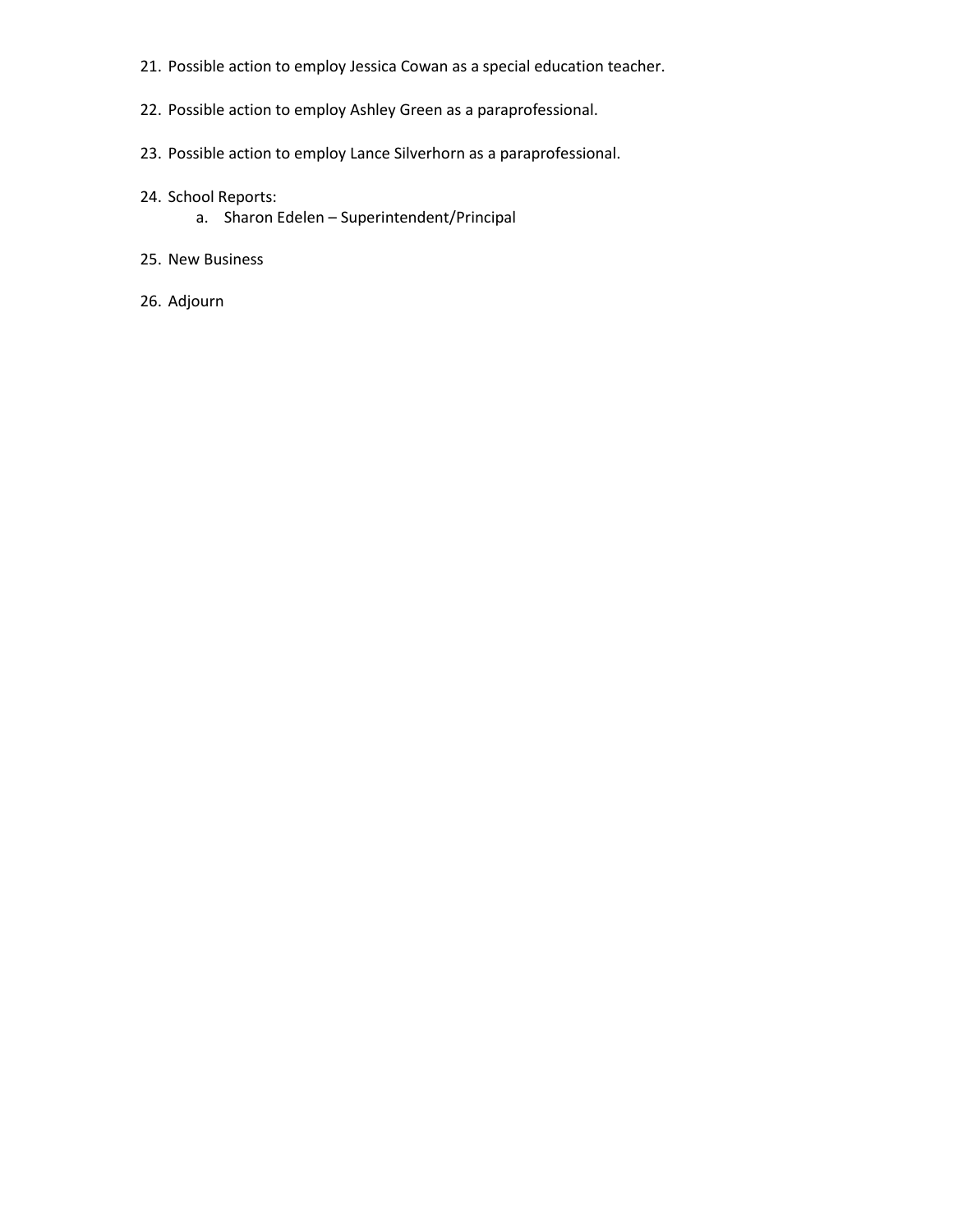21. Possible action to employ Jessica Cowan as a special education teacher.

22. Possible action to employ Ashley Green as a paraprofessional.

23. Possible action to employ Lance Silverhorn as a paraprofessional.

24. School Reports:
    a. Sharon Edelen – Superintendent/Principal

25. New Business

26. Adjourn